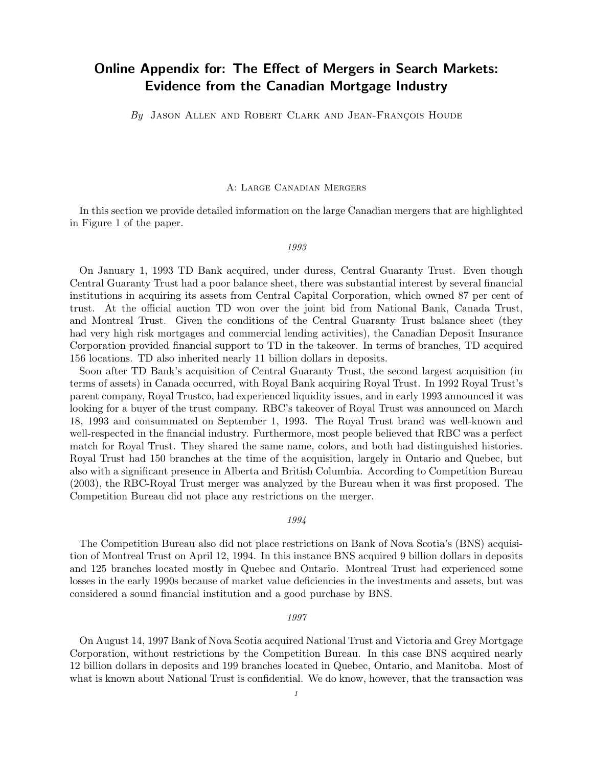# Online Appendix for: The Effect of Mergers in Search Markets: Evidence from the Canadian Mortgage Industry

*By* Jason Allen and Robert Clark and Jean-François Houde

## A: Large Canadian Mergers

In this section we provide detailed information on the large Canadian mergers that are highlighted in Figure 1 of the paper.

### *1993*

On January 1, 1993 TD Bank acquired, under duress, Central Guaranty Trust. Even though Central Guaranty Trust had a poor balance sheet, there was substantial interest by several financial institutions in acquiring its assets from Central Capital Corporation, which owned 87 per cent of trust. At the official auction TD won over the joint bid from National Bank, Canada Trust, and Montreal Trust. Given the conditions of the Central Guaranty Trust balance sheet (they had very high risk mortgages and commercial lending activities), the Canadian Deposit Insurance Corporation provided financial support to TD in the takeover. In terms of branches, TD acquired 156 locations. TD also inherited nearly 11 billion dollars in deposits.

Soon after TD Bank's acquisition of Central Guaranty Trust, the second largest acquisition (in terms of assets) in Canada occurred, with Royal Bank acquiring Royal Trust. In 1992 Royal Trust's parent company, Royal Trustco, had experienced liquidity issues, and in early 1993 announced it was looking for a buyer of the trust company. RBC's takeover of Royal Trust was announced on March 18, 1993 and consummated on September 1, 1993. The Royal Trust brand was well-known and well-respected in the financial industry. Furthermore, most people believed that RBC was a perfect match for Royal Trust. They shared the same name, colors, and both had distinguished histories. Royal Trust had 150 branches at the time of the acquisition, largely in Ontario and Quebec, but also with a significant presence in Alberta and British Columbia. According to Competition Bureau (2003), the RBC-Royal Trust merger was analyzed by the Bureau when it was first proposed. The Competition Bureau did not place any restrictions on the merger.

### *1994*

The Competition Bureau also did not place restrictions on Bank of Nova Scotia's (BNS) acquisition of Montreal Trust on April 12, 1994. In this instance BNS acquired 9 billion dollars in deposits and 125 branches located mostly in Quebec and Ontario. Montreal Trust had experienced some losses in the early 1990s because of market value deficiencies in the investments and assets, but was considered a sound financial institution and a good purchase by BNS.

### *1997*

On August 14, 1997 Bank of Nova Scotia acquired National Trust and Victoria and Grey Mortgage Corporation, without restrictions by the Competition Bureau. In this case BNS acquired nearly 12 billion dollars in deposits and 199 branches located in Quebec, Ontario, and Manitoba. Most of what is known about National Trust is confidential. We do know, however, that the transaction was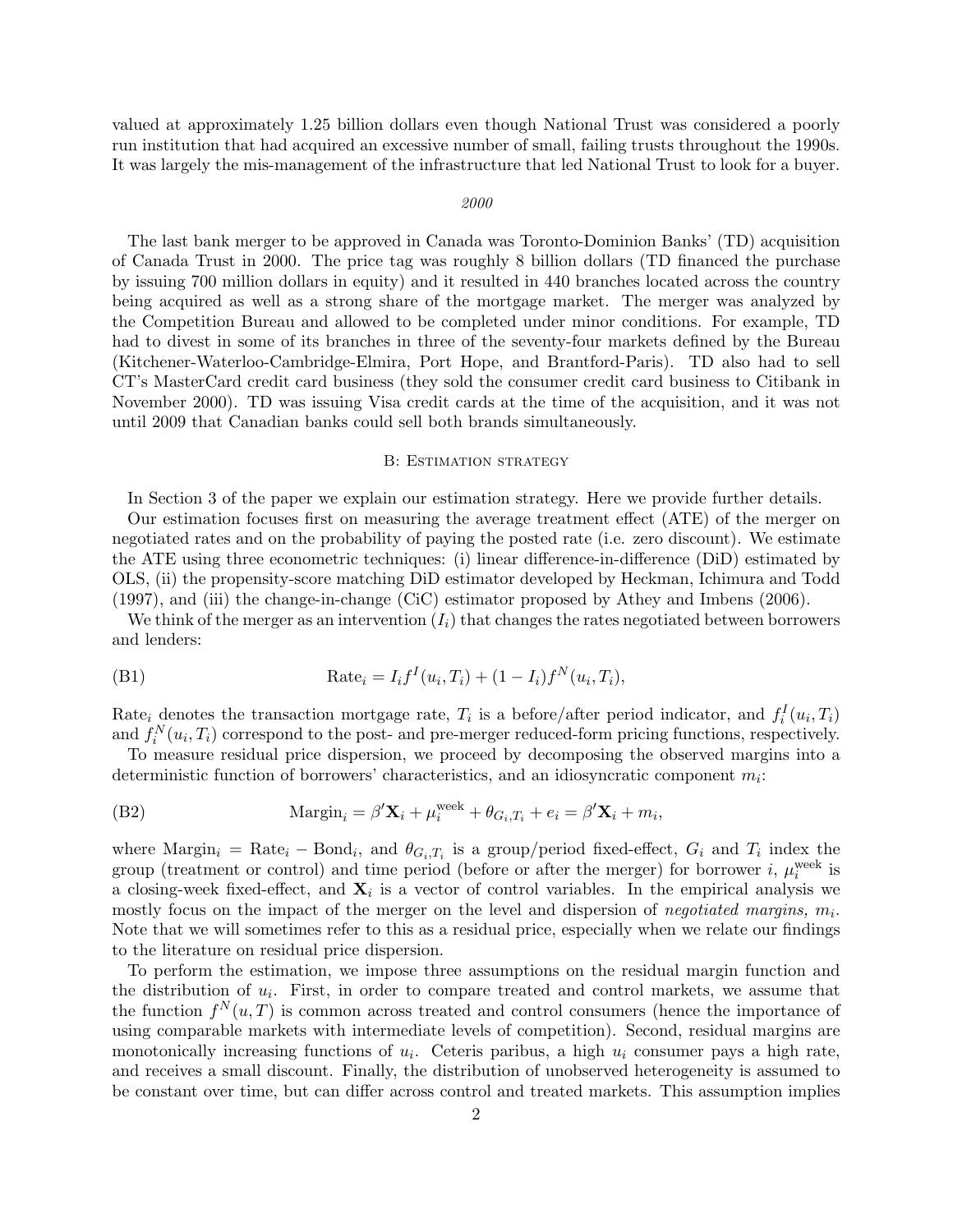valued at approximately 1.25 billion dollars even though National Trust was considered a poorly run institution that had acquired an excessive number of small, failing trusts throughout the 1990s. It was largely the mis-management of the infrastructure that led National Trust to look for a buyer.

*2000*

The last bank merger to be approved in Canada was Toronto-Dominion Banks' (TD) acquisition of Canada Trust in 2000. The price tag was roughly 8 billion dollars (TD financed the purchase by issuing 700 million dollars in equity) and it resulted in 440 branches located across the country being acquired as well as a strong share of the mortgage market. The merger was analyzed by the Competition Bureau and allowed to be completed under minor conditions. For example, TD had to divest in some of its branches in three of the seventy-four markets defined by the Bureau (Kitchener-Waterloo-Cambridge-Elmira, Port Hope, and Brantford-Paris). TD also had to sell CT's MasterCard credit card business (they sold the consumer credit card business to Citibank in November 2000). TD was issuing Visa credit cards at the time of the acquisition, and it was not until 2009 that Canadian banks could sell both brands simultaneously.

## B: Estimation strategy

In Section 3 of the paper we explain our estimation strategy. Here we provide further details.

Our estimation focuses first on measuring the average treatment effect (ATE) of the merger on negotiated rates and on the probability of paying the posted rate (i.e. zero discount). We estimate the ATE using three econometric techniques: (i) linear difference-in-difference (DiD) estimated by OLS, (ii) the propensity-score matching DiD estimator developed by Heckman, Ichimura and Todd (1997), and (iii) the change-in-change (CiC) estimator proposed by Athey and Imbens (2006).

We think of the merger as an intervention ($I_i$) that changes the rates negotiated between borrowers and lenders:

$$\text{Rate}_i = I_i f^I(u_i, T_i) + (1 - I_i) f^N(u_i, T_i), \tag{B1}$$

Rate$_i$ denotes the transaction mortgage rate, $T_i$ is a before/after period indicator, and $f_i^I(u_i, T_i)$ and $f_i^N(u_i, T_i)$ correspond to the post- and pre-merger reduced-form pricing functions, respectively.

To measure residual price dispersion, we proceed by decomposing the observed margins into a deterministic function of borrowers' characteristics, and an idiosyncratic component $m_i$:

$$\text{Margin}_i = \beta' \mathbf{X}_i + \mu_i^{\text{week}} + \theta_{G_i,T_i} + e_i = \beta' \mathbf{X}_i + m_i, \tag{B2}$$

where $\text{Margin}_i = \text{Rate}_i - \text{Bond}_i$, and $\theta_{G_i,T_i}$ is a group/period fixed-effect, $G_i$ and $T_i$ index the group (treatment or control) and time period (before or after the merger) for borrower $i$, $\mu_i^{\text{week}}$ is a closing-week fixed-effect, and $\mathbf{X}_i$ is a vector of control variables. In the empirical analysis we mostly focus on the impact of the merger on the level and dispersion of *negotiated margins,* $m_i$. Note that we will sometimes refer to this as a residual price, especially when we relate our findings to the literature on residual price dispersion.

To perform the estimation, we impose three assumptions on the residual margin function and the distribution of $u_i$. First, in order to compare treated and control markets, we assume that the function $f^N(u, T)$ is common across treated and control consumers (hence the importance of using comparable markets with intermediate levels of competition). Second, residual margins are monotonically increasing functions of $u_i$. Ceteris paribus, a high $u_i$ consumer pays a high rate, and receives a small discount. Finally, the distribution of unobserved heterogeneity is assumed to be constant over time, but can differ across control and treated markets. This assumption implies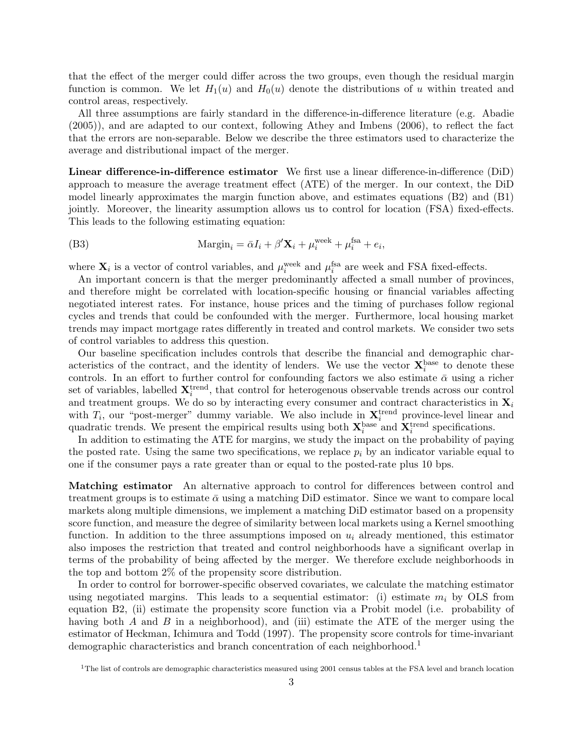that the effect of the merger could differ across the two groups, even though the residual margin function is common. We let $H_1(u)$ and $H_0(u)$ denote the distributions of $u$ within treated and control areas, respectively.

All three assumptions are fairly standard in the difference-in-difference literature (e.g. Abadie (2005)), and are adapted to our context, following Athey and Imbens (2006), to reflect the fact that the errors are non-separable. Below we describe the three estimators used to characterize the average and distributional impact of the merger.

**Linear difference-in-difference estimator** We first use a linear difference-in-difference (DiD) approach to measure the average treatment effect (ATE) of the merger. In our context, the DiD model linearly approximates the margin function above, and estimates equations (B2) and (B1) jointly. Moreover, the linearity assumption allows us to control for location (FSA) fixed-effects. This leads to the following estimating equation:

$$\text{Margin}_i = \bar{\alpha} I_i + \beta' \mathbf{X}_i + \mu_i^{\text{week}} + \mu_i^{\text{fsa}} + e_i, \tag{B3}$$

where $\mathbf{X}_i$ is a vector of control variables, and $\mu_i^{\text{week}}$ and $\mu_i^{\text{fsa}}$ are week and FSA fixed-effects.

An important concern is that the merger predominantly affected a small number of provinces, and therefore might be correlated with location-specific housing or financial variables affecting negotiated interest rates. For instance, house prices and the timing of purchases follow regional cycles and trends that could be confounded with the merger. Furthermore, local housing market trends may impact mortgage rates differently in treated and control markets. We consider two sets of control variables to address this question.

Our baseline specification includes controls that describe the financial and demographic characteristics of the contract, and the identity of lenders. We use the vector $\mathbf{X}_i^{\text{base}}$ to denote these controls. In an effort to further control for confounding factors we also estimate $\bar{\alpha}$ using a richer set of variables, labelled $\mathbf{X}_i^{\text{trend}}$, that control for heterogenous observable trends across our control and treatment groups. We do so by interacting every consumer and contract characteristics in $\mathbf{X}_i$ with $T_i$, our "post-merger" dummy variable. We also include in $\mathbf{X}_i^{\text{trend}}$ province-level linear and quadratic trends. We present the empirical results using both $\mathbf{X}_i^{\text{base}}$ and $\mathbf{X}_i^{\text{trend}}$ specifications.

In addition to estimating the ATE for margins, we study the impact on the probability of paying the posted rate. Using the same two specifications, we replace $p_i$ by an indicator variable equal to one if the consumer pays a rate greater than or equal to the posted-rate plus 10 bps.

**Matching estimator** An alternative approach to control for differences between control and treatment groups is to estimate $\bar{\alpha}$ using a matching DiD estimator. Since we want to compare local markets along multiple dimensions, we implement a matching DiD estimator based on a propensity score function, and measure the degree of similarity between local markets using a Kernel smoothing function. In addition to the three assumptions imposed on $u_i$ already mentioned, this estimator also imposes the restriction that treated and control neighborhoods have a significant overlap in terms of the probability of being affected by the merger. We therefore exclude neighborhoods in the top and bottom 2% of the propensity score distribution.

In order to control for borrower-specific observed covariates, we calculate the matching estimator using negotiated margins. This leads to a sequential estimator: (i) estimate $m_i$ by OLS from equation B2, (ii) estimate the propensity score function via a Probit model (i.e. probability of having both $A$ and $B$ in a neighborhood), and (iii) estimate the ATE of the merger using the estimator of Heckman, Ichimura and Todd (1997). The propensity score controls for time-invariant demographic characteristics and branch concentration of each neighborhood.[1]

[1]The list of controls are demographic characteristics measured using 2001 census tables at the FSA level and branch location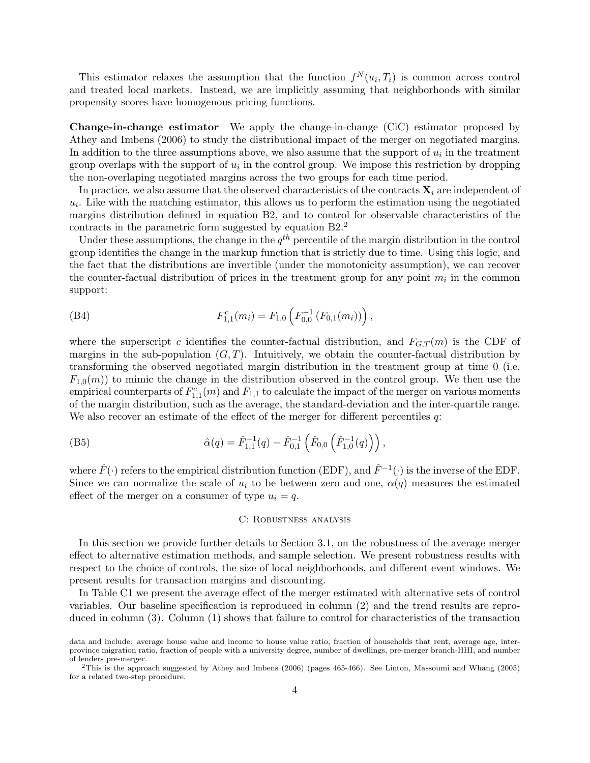This estimator relaxes the assumption that the function $f^N(u_i, T_i)$ is common across control and treated local markets. Instead, we are implicitly assuming that neighborhoods with similar propensity scores have homogenous pricing functions.

**Change-in-change estimator** We apply the change-in-change (CiC) estimator proposed by Athey and Imbens (2006) to study the distributional impact of the merger on negotiated margins. In addition to the three assumptions above, we also assume that the support of $u_i$ in the treatment group overlaps with the support of $u_i$ in the control group. We impose this restriction by dropping the non-overlaping negotiated margins across the two groups for each time period.

In practice, we also assume that the observed characteristics of the contracts $\mathbf{X}_i$ are independent of $u_i$. Like with the matching estimator, this allows us to perform the estimation using the negotiated margins distribution defined in equation B2, and to control for observable characteristics of the contracts in the parametric form suggested by equation B2.[2]

Under these assumptions, the change in the $q^{th}$ percentile of the margin distribution in the control group identifies the change in the markup function that is strictly due to time. Using this logic, and the fact that the distributions are invertible (under the monotonicity assumption), we can recover the counter-factual distribution of prices in the treatment group for any point $m_i$ in the common support:

$$F_{1,1}^c(m_i) = F_{1,0}\left(F_{0,0}^{-1}\left(F_{0,1}(m_i)\right)\right), \tag{B4}$$

where the superscript $c$ identifies the counter-factual distribution, and $F_{G,T}(m)$ is the CDF of margins in the sub-population $(G, T)$. Intuitively, we obtain the counter-factual distribution by transforming the observed negotiated margin distribution in the treatment group at time 0 (i.e. $F_{1,0}(m)$) to mimic the change in the distribution observed in the control group. We then use the empirical counterparts of $F_{1,1}^c(m)$ and $F_{1,1}$ to calculate the impact of the merger on various moments of the margin distribution, such as the average, the standard-deviation and the inter-quartile range. We also recover an estimate of the effect of the merger for different percentiles $q$:

$$\hat{\alpha}(q) = \hat{F}_{1,1}^{-1}(q) - \hat{F}_{0,1}^{-1}\left(\hat{F}_{0,0}\left(\hat{F}_{1,0}^{-1}(q)\right)\right), \tag{B5}$$

where $\hat{F}(\cdot)$ refers to the empirical distribution function (EDF), and $\hat{F}^{-1}(\cdot)$ is the inverse of the EDF. Since we can normalize the scale of $u_i$ to be between zero and one, $\alpha(q)$ measures the estimated effect of the merger on a consumer of type $u_i = q$.

## C: Robustness analysis

In this section we provide further details to Section 3.1, on the robustness of the average merger effect to alternative estimation methods, and sample selection. We present robustness results with respect to the choice of controls, the size of local neighborhoods, and different event windows. We present results for transaction margins and discounting.

In Table C1 we present the average effect of the merger estimated with alternative sets of control variables. Our baseline specification is reproduced in column (2) and the trend results are reproduced in column (3). Column (1) shows that failure to control for characteristics of the transaction

data and include: average house value and income to house value ratio, fraction of households that rent, average age, inter-province migration ratio, fraction of people with a university degree, number of dwellings, pre-merger branch-HHI, and number of lenders pre-merger.

[2] This is the approach suggested by Athey and Imbens (2006) (pages 465-466). See Linton, Massoumi and Whang (2005) for a related two-step procedure.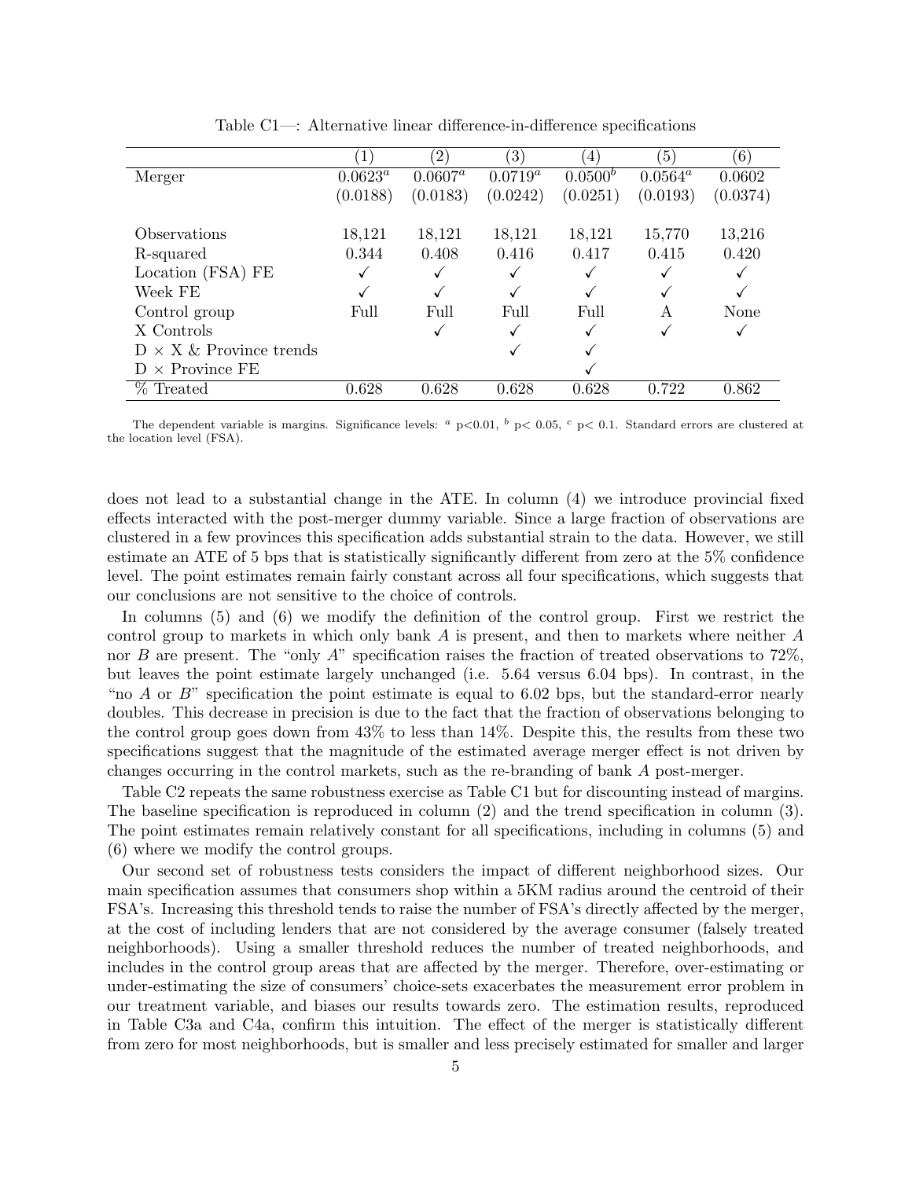Table C1—: Alternative linear difference-in-difference specifications

| | (1) | (2) | (3) | (4) | (5) | (6) |
|---|---|---|---|---|---|---|
| Merger | $0.0623^a$ | $0.0607^a$ | $0.0719^a$ | $0.0500^b$ | $0.0564^a$ | 0.0602 |
| | (0.0188) | (0.0183) | (0.0242) | (0.0251) | (0.0193) | (0.0374) |
| Observations | 18,121 | 18,121 | 18,121 | 18,121 | 15,770 | 13,216 |
| R-squared | 0.344 | 0.408 | 0.416 | 0.417 | 0.415 | 0.420 |
| Location (FSA) FE | ✓ | ✓ | ✓ | ✓ | ✓ | ✓ |
| Week FE | ✓ | ✓ | ✓ | ✓ | ✓ | ✓ |
| Control group | Full | Full | Full | Full | A | None |
| X Controls | | ✓ | ✓ | ✓ | ✓ | ✓ |
| D × X & Province trends | | | ✓ | ✓ | | |
| D × Province FE | | | | ✓ | | |
| % Treated | 0.628 | 0.628 | 0.628 | 0.628 | 0.722 | 0.862 |

The dependent variable is margins. Significance levels: [a] p<0.01, [b] p< 0.05, [c] p< 0.1. Standard errors are clustered at the location level (FSA).

does not lead to a substantial change in the ATE. In column (4) we introduce provincial fixed effects interacted with the post-merger dummy variable. Since a large fraction of observations are clustered in a few provinces this specification adds substantial strain to the data. However, we still estimate an ATE of 5 bps that is statistically significantly different from zero at the 5% confidence level. The point estimates remain fairly constant across all four specifications, which suggests that our conclusions are not sensitive to the choice of controls.

In columns (5) and (6) we modify the definition of the control group. First we restrict the control group to markets in which only bank *A* is present, and then to markets where neither *A* nor *B* are present. The "only *A*" specification raises the fraction of treated observations to 72%, but leaves the point estimate largely unchanged (i.e. 5.64 versus 6.04 bps). In contrast, in the "no *A* or *B*" specification the point estimate is equal to 6.02 bps, but the standard-error nearly doubles. This decrease in precision is due to the fact that the fraction of observations belonging to the control group goes down from 43% to less than 14%. Despite this, the results from these two specifications suggest that the magnitude of the estimated average merger effect is not driven by changes occurring in the control markets, such as the re-branding of bank *A* post-merger.

Table C2 repeats the same robustness exercise as Table C1 but for discounting instead of margins. The baseline specification is reproduced in column (2) and the trend specification in column (3). The point estimates remain relatively constant for all specifications, including in columns (5) and (6) where we modify the control groups.

Our second set of robustness tests considers the impact of different neighborhood sizes. Our main specification assumes that consumers shop within a 5KM radius around the centroid of their FSA's. Increasing this threshold tends to raise the number of FSA's directly affected by the merger, at the cost of including lenders that are not considered by the average consumer (falsely treated neighborhoods). Using a smaller threshold reduces the number of treated neighborhoods, and includes in the control group areas that are affected by the merger. Therefore, over-estimating or under-estimating the size of consumers' choice-sets exacerbates the measurement error problem in our treatment variable, and biases our results towards zero. The estimation results, reproduced in Table C3a and C4a, confirm this intuition. The effect of the merger is statistically different from zero for most neighborhoods, but is smaller and less precisely estimated for smaller and larger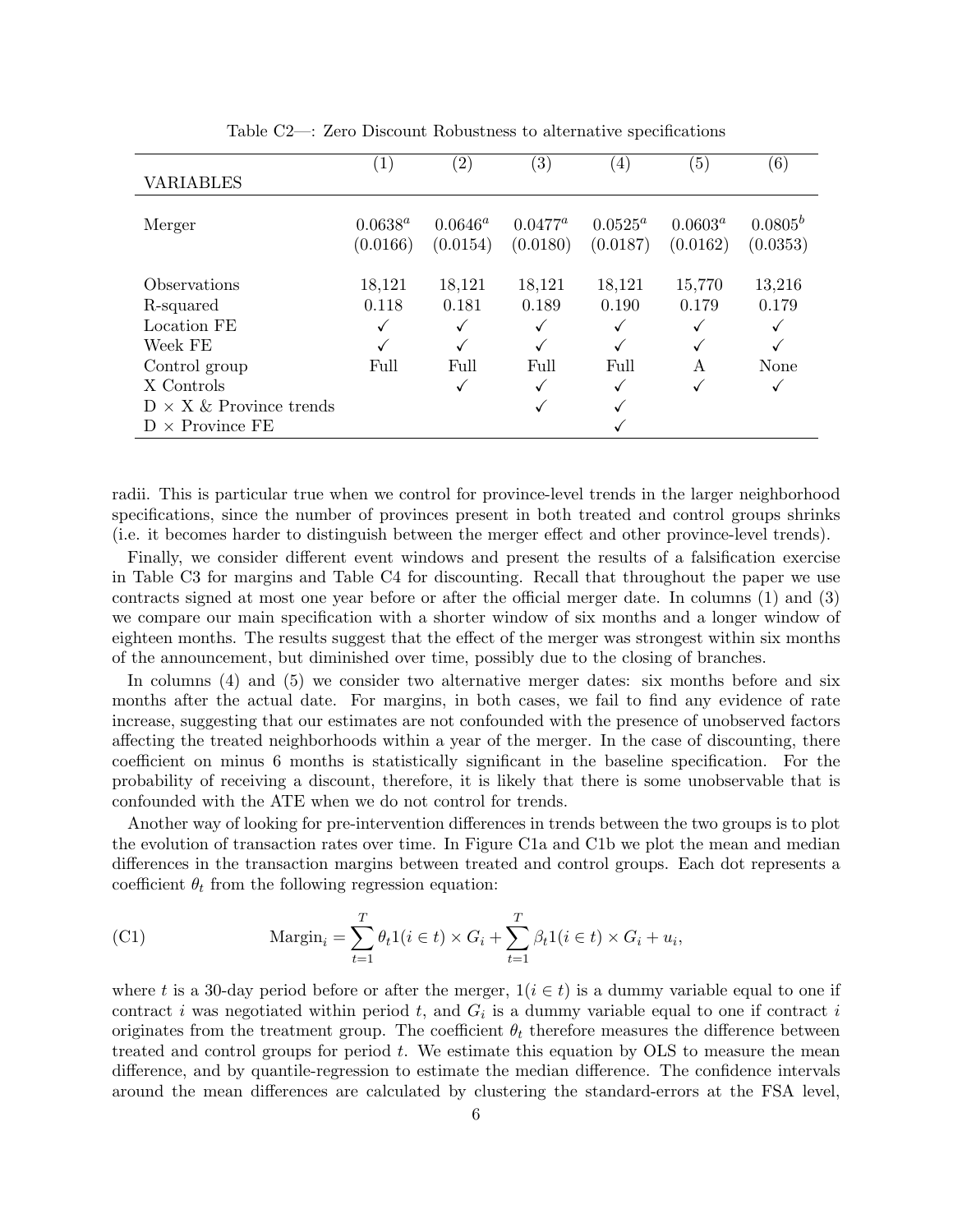Table C2—: Zero Discount Robustness to alternative specifications

| VARIABLES | (1) | (2) | (3) | (4) | (5) | (6) |
|---|---|---|---|---|---|---|
| Merger | $0.0638^a$ | $0.0646^a$ | $0.0477^a$ | $0.0525^a$ | $0.0603^a$ | $0.0805^b$ |
| | (0.0166) | (0.0154) | (0.0180) | (0.0187) | (0.0162) | (0.0353) |
| Observations | 18,121 | 18,121 | 18,121 | 18,121 | 15,770 | 13,216 |
| R-squared | 0.118 | 0.181 | 0.189 | 0.190 | 0.179 | 0.179 |
| Location FE | ✓ | ✓ | ✓ | ✓ | ✓ | ✓ |
| Week FE | ✓ | ✓ | ✓ | ✓ | ✓ | ✓ |
| Control group | Full | Full | Full | Full | A | None |
| X Controls | | ✓ | ✓ | ✓ | ✓ | ✓ |
| D × X & Province trends | | | ✓ | ✓ | | |
| D × Province FE | | | | ✓ | | |

radii. This is particular true when we control for province-level trends in the larger neighborhood specifications, since the number of provinces present in both treated and control groups shrinks (i.e. it becomes harder to distinguish between the merger effect and other province-level trends).

Finally, we consider different event windows and present the results of a falsification exercise in Table C3 for margins and Table C4 for discounting. Recall that throughout the paper we use contracts signed at most one year before or after the official merger date. In columns (1) and (3) we compare our main specification with a shorter window of six months and a longer window of eighteen months. The results suggest that the effect of the merger was strongest within six months of the announcement, but diminished over time, possibly due to the closing of branches.

In columns (4) and (5) we consider two alternative merger dates: six months before and six months after the actual date. For margins, in both cases, we fail to find any evidence of rate increase, suggesting that our estimates are not confounded with the presence of unobserved factors affecting the treated neighborhoods within a year of the merger. In the case of discounting, there coefficient on minus 6 months is statistically significant in the baseline specification. For the probability of receiving a discount, therefore, it is likely that there is some unobservable that is confounded with the ATE when we do not control for trends.

Another way of looking for pre-intervention differences in trends between the two groups is to plot the evolution of transaction rates over time. In Figure C1a and C1b we plot the mean and median differences in the transaction margins between treated and control groups. Each dot represents a coefficient $\theta_t$ from the following regression equation:

$$\text{Margin}_i = \sum_{t=1}^{T} \theta_t 1(i \in t) \times G_i + \sum_{t=1}^{T} \beta_t 1(i \in t) \times G_i + u_i, \tag{C1}$$

where $t$ is a 30-day period before or after the merger, $1(i \in t)$ is a dummy variable equal to one if contract $i$ was negotiated within period $t$, and $G_i$ is a dummy variable equal to one if contract $i$ originates from the treatment group. The coefficient $\theta_t$ therefore measures the difference between treated and control groups for period $t$. We estimate this equation by OLS to measure the mean difference, and by quantile-regression to estimate the median difference. The confidence intervals around the mean differences are calculated by clustering the standard-errors at the FSA level,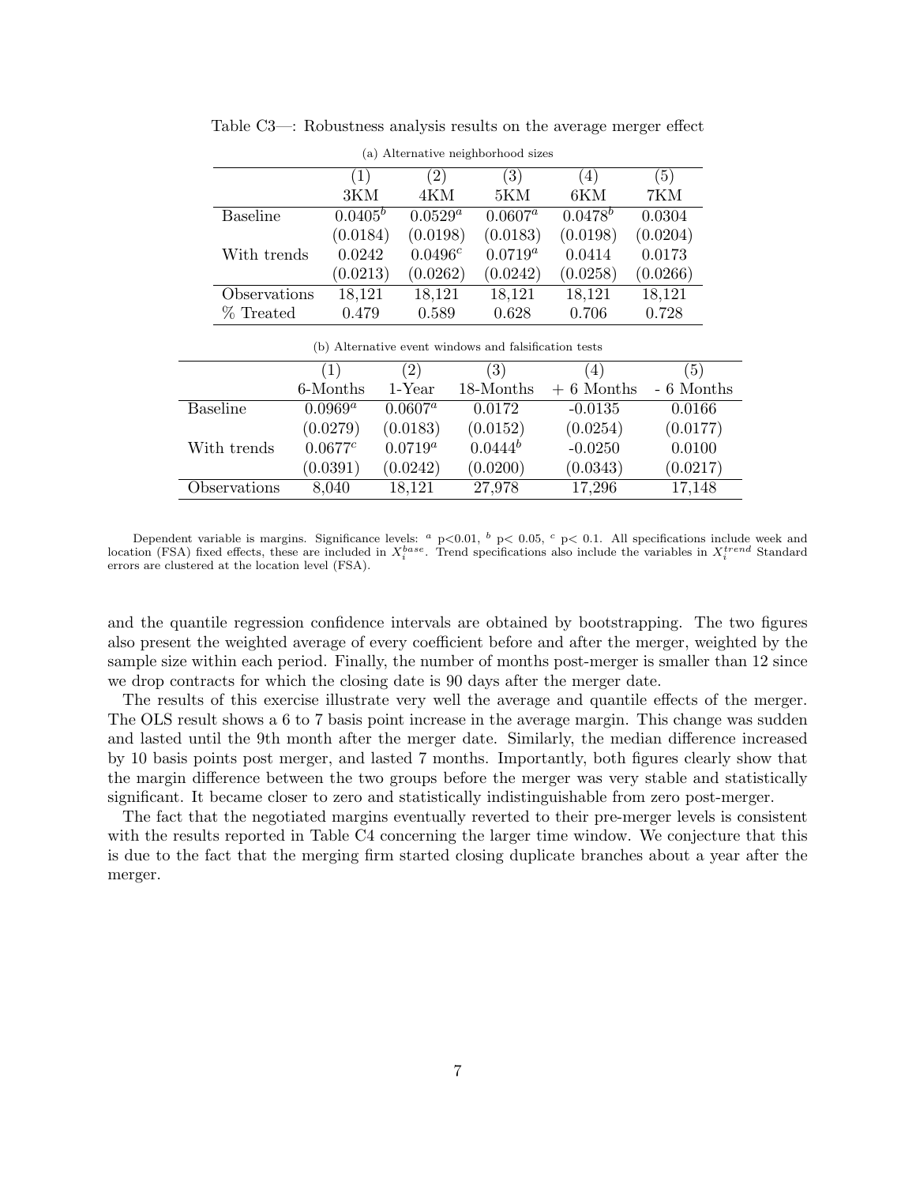Table C3—: Robustness analysis results on the average merger effect

(a) Alternative neighborhood sizes

| | (1) | (2) | (3) | (4) | (5) |
|---|---|---|---|---|---|
| | 3KM | 4KM | 5KM | 6KM | 7KM |
| Baseline | $0.0405^b$ | $0.0529^a$ | $0.0607^a$ | $0.0478^b$ | 0.0304 |
| | (0.0184) | (0.0198) | (0.0183) | (0.0198) | (0.0204) |
| With trends | 0.0242 | $0.0496^c$ | $0.0719^a$ | 0.0414 | 0.0173 |
| | (0.0213) | (0.0262) | (0.0242) | (0.0258) | (0.0266) |
| Observations | 18,121 | 18,121 | 18,121 | 18,121 | 18,121 |
| % Treated | 0.479 | 0.589 | 0.628 | 0.706 | 0.728 |

(b) Alternative event windows and falsification tests

| | (1) | (2) | (3) | (4) | (5) |
|---|---|---|---|---|---|
| | 6-Months | 1-Year | 18-Months | + 6 Months | - 6 Months |
| Baseline | $0.0969^a$ | $0.0607^a$ | 0.0172 | -0.0135 | 0.0166 |
| | (0.0279) | (0.0183) | (0.0152) | (0.0254) | (0.0177) |
| With trends | $0.0677^c$ | $0.0719^a$ | $0.0444^b$ | -0.0250 | 0.0100 |
| | (0.0391) | (0.0242) | (0.0200) | (0.0343) | (0.0217) |
| Observations | 8,040 | 18,121 | 27,978 | 17,296 | 17,148 |

Dependent variable is margins. Significance levels: $^a$ p<0.01, $^b$ p< 0.05, $^c$ p< 0.1. All specifications include week and location (FSA) fixed effects, these are included in $X_i^{base}$. Trend specifications also include the variables in $X_i^{trend}$ Standard errors are clustered at the location level (FSA).

and the quantile regression confidence intervals are obtained by bootstrapping. The two figures also present the weighted average of every coefficient before and after the merger, weighted by the sample size within each period. Finally, the number of months post-merger is smaller than 12 since we drop contracts for which the closing date is 90 days after the merger date.

The results of this exercise illustrate very well the average and quantile effects of the merger. The OLS result shows a 6 to 7 basis point increase in the average margin. This change was sudden and lasted until the 9th month after the merger date. Similarly, the median difference increased by 10 basis points post merger, and lasted 7 months. Importantly, both figures clearly show that the margin difference between the two groups before the merger was very stable and statistically significant. It became closer to zero and statistically indistinguishable from zero post-merger.

The fact that the negotiated margins eventually reverted to their pre-merger levels is consistent with the results reported in Table C4 concerning the larger time window. We conjecture that this is due to the fact that the merging firm started closing duplicate branches about a year after the merger.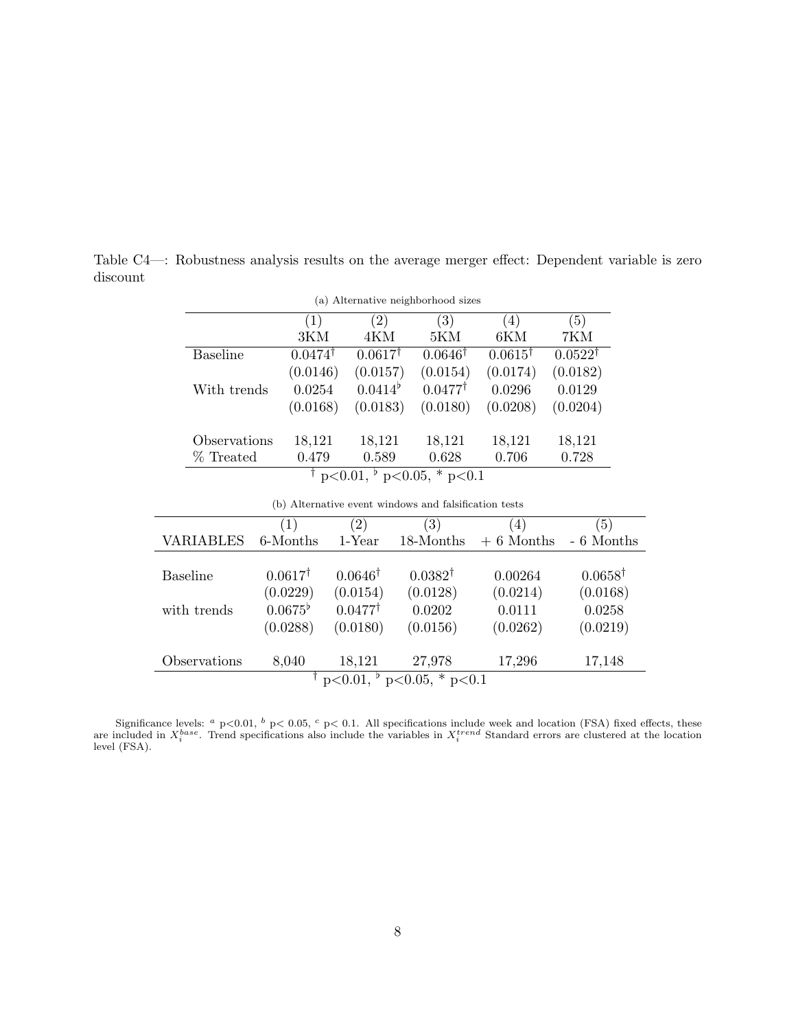Table C4—: Robustness analysis results on the average merger effect: Dependent variable is zero discount

(a) Alternative neighborhood sizes

| | (1) | (2) | (3) | (4) | (5) |
|---|---|---|---|---|---|
| | 3KM | 4KM | 5KM | 6KM | 7KM |
| Baseline | $0.0474^{\dagger}$ | $0.0617^{\dagger}$ | $0.0646^{\dagger}$ | $0.0615^{\dagger}$ | $0.0522^{\dagger}$ |
| | (0.0146) | (0.0157) | (0.0154) | (0.0174) | (0.0182) |
| With trends | 0.0254 | $0.0414^{\flat}$ | $0.0477^{\dagger}$ | 0.0296 | 0.0129 |
| | (0.0168) | (0.0183) | (0.0180) | (0.0208) | (0.0204) |
| Observations | 18,121 | 18,121 | 18,121 | 18,121 | 18,121 |
| % Treated | 0.479 | 0.589 | 0.628 | 0.706 | 0.728 |

$^{\dagger}$ p<0.01, $^{\flat}$ p<0.05, * p<0.1

(b) Alternative event windows and falsification tests

| VARIABLES | (1) 6-Months | (2) 1-Year | (3) 18-Months | (4) + 6 Months | (5) - 6 Months |
|---|---|---|---|---|---|
| Baseline | $0.0617^{\dagger}$ | $0.0646^{\dagger}$ | $0.0382^{\dagger}$ | 0.00264 | $0.0658^{\dagger}$ |
| | (0.0229) | (0.0154) | (0.0128) | (0.0214) | (0.0168) |
| with trends | $0.0675^{\flat}$ | $0.0477^{\dagger}$ | 0.0202 | 0.0111 | 0.0258 |
| | (0.0288) | (0.0180) | (0.0156) | (0.0262) | (0.0219) |
| Observations | 8,040 | 18,121 | 27,978 | 17,296 | 17,148 |

$^{\dagger}$ p<0.01, $^{\flat}$ p<0.05, * p<0.1

Significance levels: $^{a}$ p<0.01, $^{b}$ p< 0.05, $^{c}$ p< 0.1. All specifications include week and location (FSA) fixed effects, these are included in $X_i^{base}$. Trend specifications also include the variables in $X_i^{trend}$ Standard errors are clustered at the location level (FSA).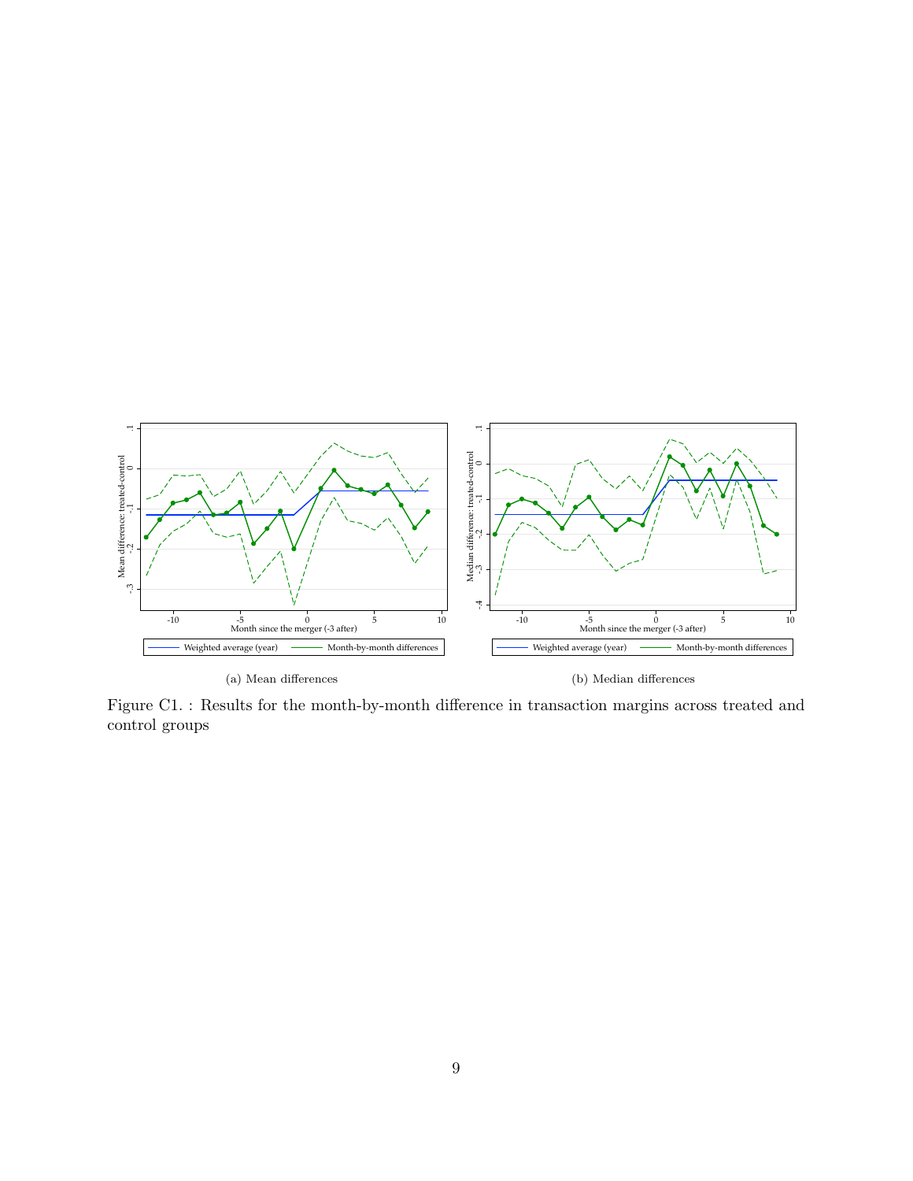(a) Mean differences

(b) Median differences

Figure C1. : Results for the month-by-month difference in transaction margins across treated and control groups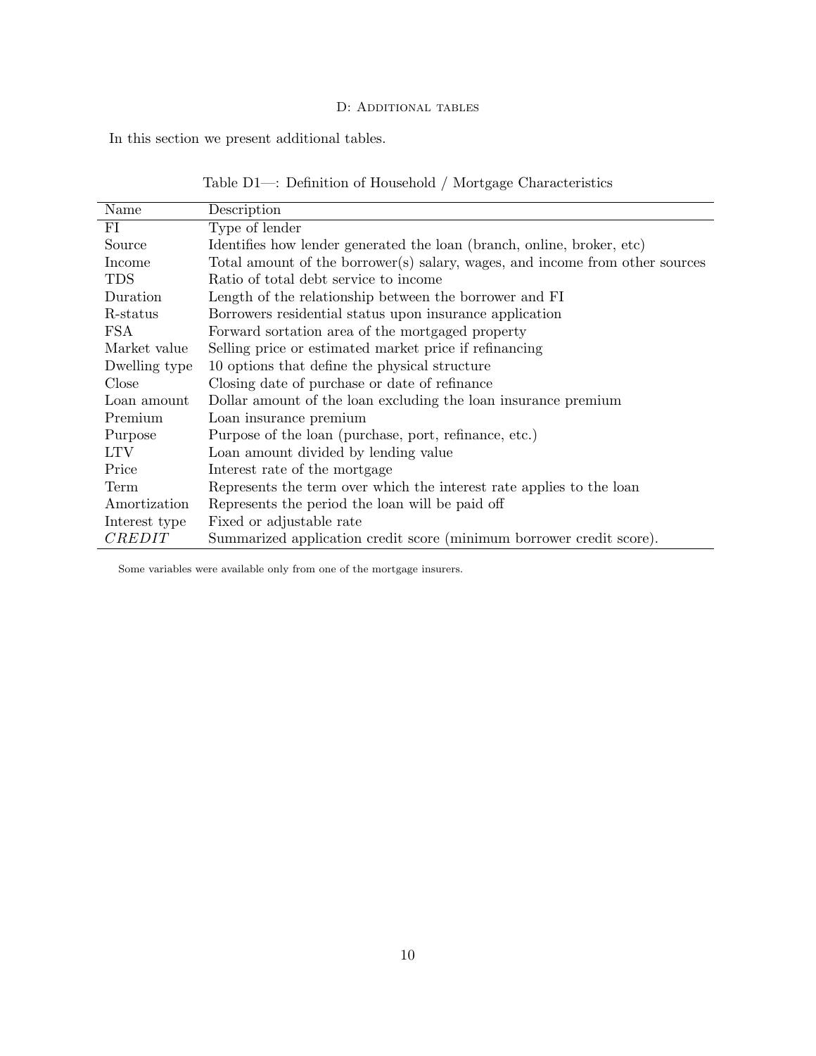## D: Additional tables

In this section we present additional tables.

Table D1—: Definition of Household / Mortgage Characteristics

| Name | Description |
|---|---|
| FI | Type of lender |
| Source | Identifies how lender generated the loan (branch, online, broker, etc) |
| Income | Total amount of the borrower(s) salary, wages, and income from other sources |
| TDS | Ratio of total debt service to income |
| Duration | Length of the relationship between the borrower and FI |
| R-status | Borrowers residential status upon insurance application |
| FSA | Forward sortation area of the mortgaged property |
| Market value | Selling price or estimated market price if refinancing |
| Dwelling type | 10 options that define the physical structure |
| Close | Closing date of purchase or date of refinance |
| Loan amount | Dollar amount of the loan excluding the loan insurance premium |
| Premium | Loan insurance premium |
| Purpose | Purpose of the loan (purchase, port, refinance, etc.) |
| LTV | Loan amount divided by lending value |
| Price | Interest rate of the mortgage |
| Term | Represents the term over which the interest rate applies to the loan |
| Amortization | Represents the period the loan will be paid off |
| Interest type | Fixed or adjustable rate |
| $CREDIT$ | Summarized application credit score (minimum borrower credit score). |

Some variables were available only from one of the mortgage insurers.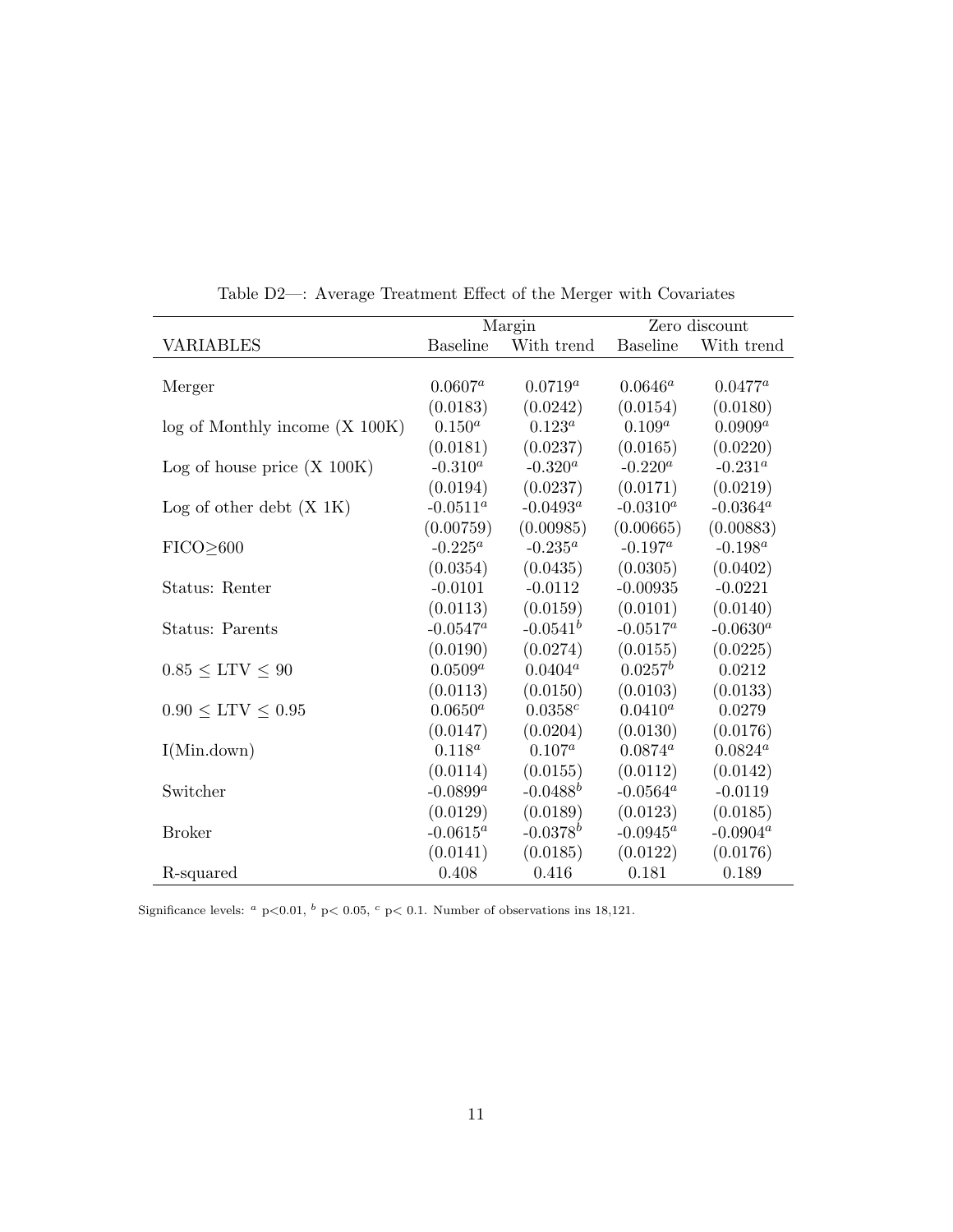Table D2—: Average Treatment Effect of the Merger with Covariates

| | Margin | | Zero discount | |
|---|---|---|---|---|
| VARIABLES | Baseline | With trend | Baseline | With trend |
| Merger | 0.0607[a] | 0.0719[a] | 0.0646[a] | 0.0477[a] |
| | (0.0183) | (0.0242) | (0.0154) | (0.0180) |
| log of Monthly income (X 100K) | 0.150[a] | 0.123[a] | 0.109[a] | 0.0909[a] |
| | (0.0181) | (0.0237) | (0.0165) | (0.0220) |
| Log of house price (X 100K) | -0.310[a] | -0.320[a] | -0.220[a] | -0.231[a] |
| | (0.0194) | (0.0237) | (0.0171) | (0.0219) |
| Log of other debt (X 1K) | -0.0511[a] | -0.0493[a] | -0.0310[a] | -0.0364[a] |
| | (0.00759) | (0.00985) | (0.00665) | (0.00883) |
| FICO$\geq$600 | -0.225[a] | -0.235[a] | -0.197[a] | -0.198[a] |
| | (0.0354) | (0.0435) | (0.0305) | (0.0402) |
| Status: Renter | -0.0101 | -0.0112 | -0.00935 | -0.0221 |
| | (0.0113) | (0.0159) | (0.0101) | (0.0140) |
| Status: Parents | -0.0547[a] | -0.0541[b] | -0.0517[a] | -0.0630[a] |
| | (0.0190) | (0.0274) | (0.0155) | (0.0225) |
| $0.85 \leq$ LTV $\leq 90$ | 0.0509[a] | 0.0404[a] | 0.0257[b] | 0.0212 |
| | (0.0113) | (0.0150) | (0.0103) | (0.0133) |
| $0.90 \leq$ LTV $\leq 0.95$ | 0.0650[a] | 0.0358[c] | 0.0410[a] | 0.0279 |
| | (0.0147) | (0.0204) | (0.0130) | (0.0176) |
| I(Min.down) | 0.118[a] | 0.107[a] | 0.0874[a] | 0.0824[a] |
| | (0.0114) | (0.0155) | (0.0112) | (0.0142) |
| Switcher | -0.0899[a] | -0.0488[b] | -0.0564[a] | -0.0119 |
| | (0.0129) | (0.0189) | (0.0123) | (0.0185) |
| Broker | -0.0615[a] | -0.0378[b] | -0.0945[a] | -0.0904[a] |
| | (0.0141) | (0.0185) | (0.0122) | (0.0176) |
| R-squared | 0.408 | 0.416 | 0.181 | 0.189 |

Significance levels: [a] p<0.01, [b] p< 0.05, [c] p< 0.1. Number of observations ins 18,121.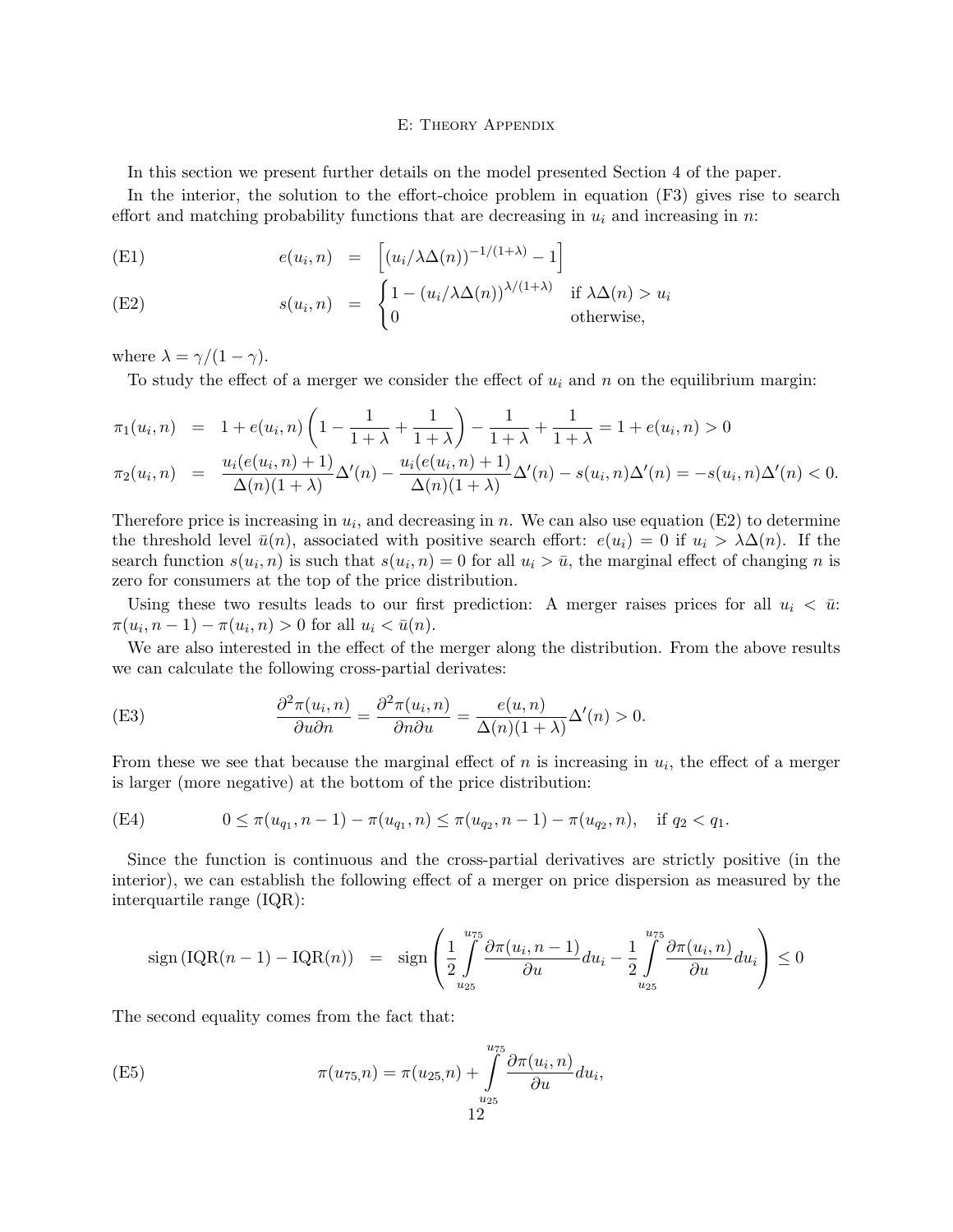## E: Theory Appendix

In this section we present further details on the model presented Section 4 of the paper.

In the interior, the solution to the effort-choice problem in equation (F3) gives rise to search effort and matching probability functions that are decreasing in $u_i$ and increasing in $n$:

$$e(u_i, n) = \left[ (u_i/\lambda\Delta(n))^{-1/(1+\lambda)} - 1 \right] \tag{E1}$$

$$s(u_i, n) = \begin{cases} 1 - (u_i/\lambda\Delta(n))^{\lambda/(1+\lambda)} & \text{if } \lambda\Delta(n) > u_i \\ 0 & \text{otherwise,} \end{cases} \tag{E2}$$

where $\lambda = \gamma/(1-\gamma)$.

To study the effect of a merger we consider the effect of $u_i$ and $n$ on the equilibrium margin:

$$\pi_1(u_i, n) = 1 + e(u_i, n)\left(1 - \frac{1}{1+\lambda} + \frac{1}{1+\lambda}\right) - \frac{1}{1+\lambda} + \frac{1}{1+\lambda} = 1 + e(u_i, n) > 0$$

$$\pi_2(u_i, n) = \frac{u_i(e(u_i, n)+1)}{\Delta(n)(1+\lambda)}\Delta'(n) - \frac{u_i(e(u_i, n)+1)}{\Delta(n)(1+\lambda)}\Delta'(n) - s(u_i, n)\Delta'(n) = -s(u_i, n)\Delta'(n) < 0.$$

Therefore price is increasing in $u_i$, and decreasing in $n$. We can also use equation (E2) to determine the threshold level $\bar{u}(n)$, associated with positive search effort: $e(u_i) = 0$ if $u_i > \lambda\Delta(n)$. If the search function $s(u_i, n)$ is such that $s(u_i, n) = 0$ for all $u_i > \bar{u}$, the marginal effect of changing $n$ is zero for consumers at the top of the price distribution.

Using these two results leads to our first prediction: A merger raises prices for all $u_i < \bar{u}$: $\pi(u_i, n-1) - \pi(u_i, n) > 0$ for all $u_i < \bar{u}(n)$.

We are also interested in the effect of the merger along the distribution. From the above results we can calculate the following cross-partial derivates:

$$\frac{\partial^2 \pi(u_i, n)}{\partial u \partial n} = \frac{\partial^2 \pi(u_i, n)}{\partial n \partial u} = \frac{e(u, n)}{\Delta(n)(1+\lambda)}\Delta'(n) > 0. \tag{E3}$$

From these we see that because the marginal effect of $n$ is increasing in $u_i$, the effect of a merger is larger (more negative) at the bottom of the price distribution:

$$0 \leq \pi(u_{q_1}, n-1) - \pi(u_{q_1}, n) \leq \pi(u_{q_2}, n-1) - \pi(u_{q_2}, n), \quad \text{if } q_2 < q_1. \tag{E4}$$

Since the function is continuous and the cross-partial derivatives are strictly positive (in the interior), we can establish the following effect of a merger on price dispersion as measured by the interquartile range (IQR):

$$\text{sign}\left(\text{IQR}(n-1) - \text{IQR}(n)\right) = \text{sign}\left( \frac{1}{2}\int_{u_{25}}^{u_{75}} \frac{\partial \pi(u_i, n-1)}{\partial u} du_i - \frac{1}{2}\int_{u_{25}}^{u_{75}} \frac{\partial \pi(u_i, n)}{\partial u} du_i \right) \leq 0$$

The second equality comes from the fact that:

$$\pi(u_{75}, n) = \pi(u_{25}, n) + \int_{u_{25}}^{u_{75}} \frac{\partial \pi(u_i, n)}{\partial u} du_i, \tag{E5}$$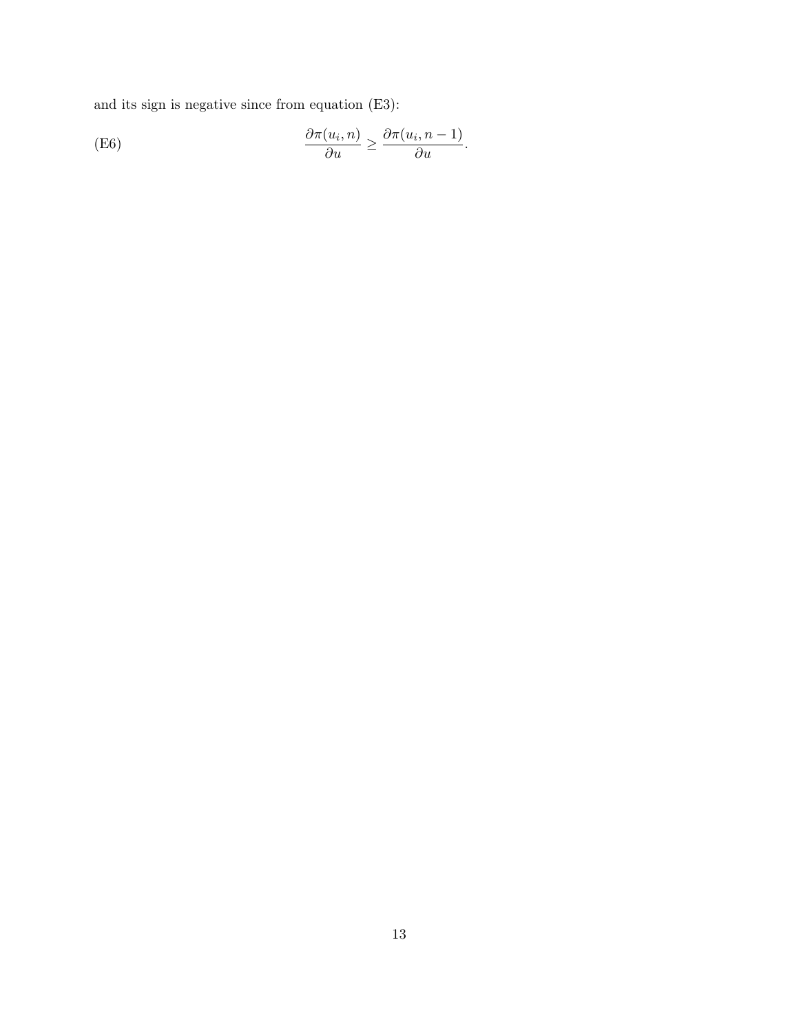and its sign is negative since from equation (E3):

$$\frac{\partial \pi(u_i, n)}{\partial u} \geq \frac{\partial \pi(u_i, n-1)}{\partial u}. \tag{E6}$$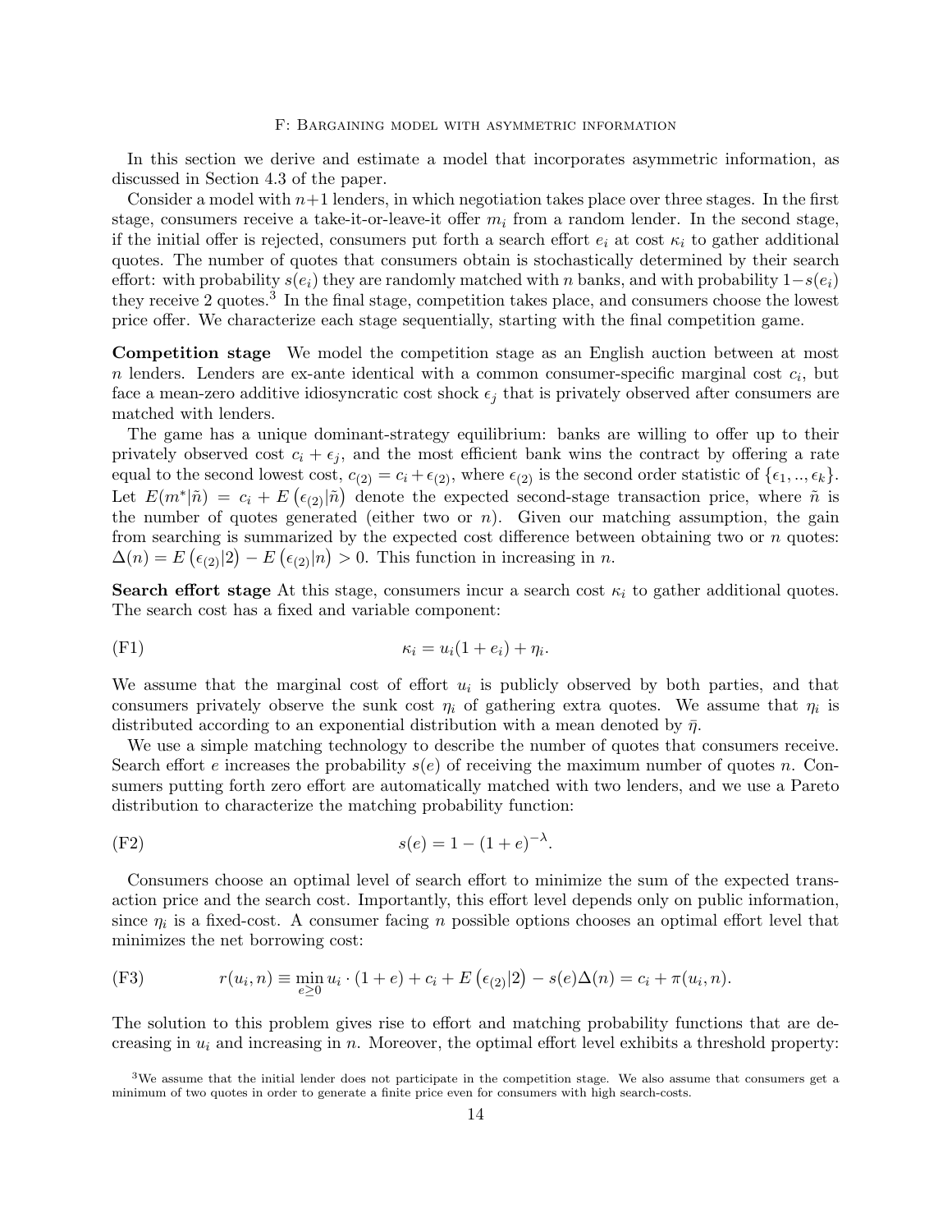## F: Bargaining model with asymmetric information

In this section we derive and estimate a model that incorporates asymmetric information, as discussed in Section 4.3 of the paper.

Consider a model with $n+1$ lenders, in which negotiation takes place over three stages. In the first stage, consumers receive a take-it-or-leave-it offer $m_i$ from a random lender. In the second stage, if the initial offer is rejected, consumers put forth a search effort $e_i$ at cost $\kappa_i$ to gather additional quotes. The number of quotes that consumers obtain is stochastically determined by their search effort: with probability $s(e_i)$ they are randomly matched with $n$ banks, and with probability $1-s(e_i)$ they receive 2 quotes.[3] In the final stage, competition takes place, and consumers choose the lowest price offer. We characterize each stage sequentially, starting with the final competition game.

**Competition stage** We model the competition stage as an English auction between at most $n$ lenders. Lenders are ex-ante identical with a common consumer-specific marginal cost $c_i$, but face a mean-zero additive idiosyncratic cost shock $\epsilon_j$ that is privately observed after consumers are matched with lenders.

The game has a unique dominant-strategy equilibrium: banks are willing to offer up to their privately observed cost $c_i + \epsilon_j$, and the most efficient bank wins the contract by offering a rate equal to the second lowest cost, $c_{(2)} = c_i + \epsilon_{(2)}$, where $\epsilon_{(2)}$ is the second order statistic of $\{\epsilon_1, .., \epsilon_k\}$. Let $E(m^*|\tilde{n}) = c_i + E\left(\epsilon_{(2)}|\tilde{n}\right)$ denote the expected second-stage transaction price, where $\tilde{n}$ is the number of quotes generated (either two or $n$). Given our matching assumption, the gain from searching is summarized by the expected cost difference between obtaining two or $n$ quotes: $\Delta(n) = E\left(\epsilon_{(2)}|2\right) - E\left(\epsilon_{(2)}|n\right) > 0$. This function in increasing in $n$.

**Search effort stage** At this stage, consumers incur a search cost $\kappa_i$ to gather additional quotes. The search cost has a fixed and variable component:

$$\kappa_i = u_i(1 + e_i) + \eta_i. \tag{F1}$$

We assume that the marginal cost of effort $u_i$ is publicly observed by both parties, and that consumers privately observe the sunk cost $\eta_i$ of gathering extra quotes. We assume that $\eta_i$ is distributed according to an exponential distribution with a mean denoted by $\bar{\eta}$.

We use a simple matching technology to describe the number of quotes that consumers receive. Search effort $e$ increases the probability $s(e)$ of receiving the maximum number of quotes $n$. Consumers putting forth zero effort are automatically matched with two lenders, and we use a Pareto distribution to characterize the matching probability function:

$$s(e) = 1 - (1 + e)^{-\lambda}. \tag{F2}$$

Consumers choose an optimal level of search effort to minimize the sum of the expected transaction price and the search cost. Importantly, this effort level depends only on public information, since $\eta_i$ is a fixed-cost. A consumer facing $n$ possible options chooses an optimal effort level that minimizes the net borrowing cost:

$$r(u_i, n) \equiv \min_{e \geq 0} u_i \cdot (1 + e) + c_i + E\left(\epsilon_{(2)}|2\right) - s(e)\Delta(n) = c_i + \pi(u_i, n). \tag{F3}$$

The solution to this problem gives rise to effort and matching probability functions that are decreasing in $u_i$ and increasing in $n$. Moreover, the optimal effort level exhibits a threshold property:

[3] We assume that the initial lender does not participate in the competition stage. We also assume that consumers get a minimum of two quotes in order to generate a finite price even for consumers with high search-costs.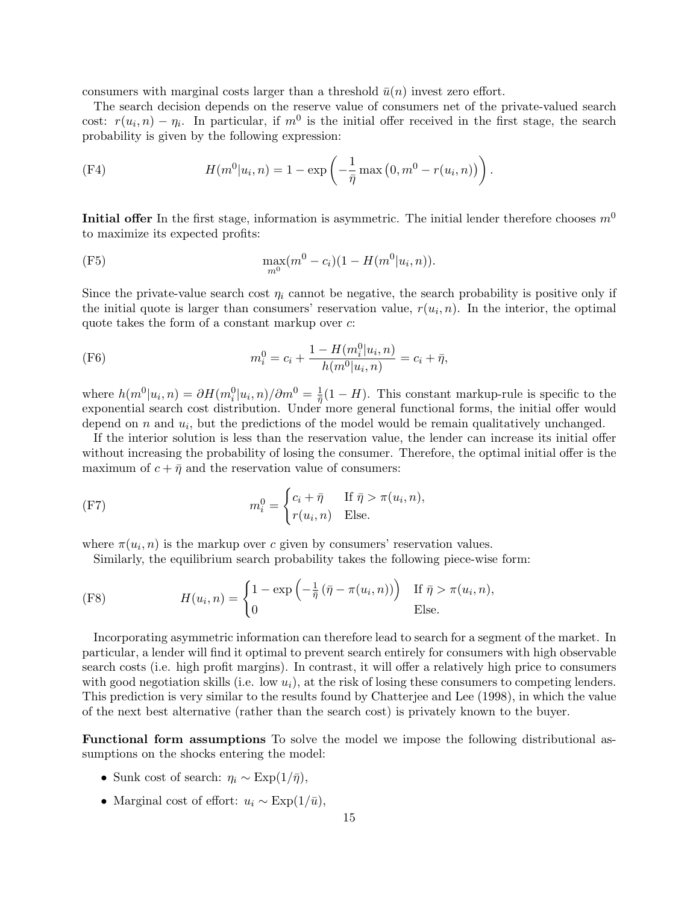consumers with marginal costs larger than a threshold $\bar{u}(n)$ invest zero effort.

The search decision depends on the reserve value of consumers net of the private-valued search cost: $r(u_i, n) - \eta_i$. In particular, if $m^0$ is the initial offer received in the first stage, the search probability is given by the following expression:

$$H(m^0|u_i, n) = 1 - \exp\left(-\frac{1}{\bar{\eta}}\max\left(0, m^0 - r(u_i, n)\right)\right). \tag{F4}$$

**Initial offer** In the first stage, information is asymmetric. The initial lender therefore chooses $m^0$ to maximize its expected profits:

$$\max_{m^0}(m^0 - c_i)(1 - H(m^0|u_i, n)). \tag{F5}$$

Since the private-value search cost $\eta_i$ cannot be negative, the search probability is positive only if the initial quote is larger than consumers' reservation value, $r(u_i, n)$. In the interior, the optimal quote takes the form of a constant markup over $c$:

$$m_i^0 = c_i + \frac{1 - H(m_i^0|u_i, n)}{h(m^0|u_i, n)} = c_i + \bar{\eta}, \tag{F6}$$

where $h(m^0|u_i, n) = \partial H(m_i^0|u_i, n)/\partial m^0 = \frac{1}{\bar{\eta}}(1 - H)$. This constant markup-rule is specific to the exponential search cost distribution. Under more general functional forms, the initial offer would depend on $n$ and $u_i$, but the predictions of the model would be remain qualitatively unchanged.

If the interior solution is less than the reservation value, the lender can increase its initial offer without increasing the probability of losing the consumer. Therefore, the optimal initial offer is the maximum of $c + \bar{\eta}$ and the reservation value of consumers:

$$m_i^0 = \begin{cases} c_i + \bar{\eta} & \text{If } \bar{\eta} > \pi(u_i, n), \\ r(u_i, n) & \text{Else.} \end{cases} \tag{F7}$$

where $\pi(u_i, n)$ is the markup over $c$ given by consumers' reservation values.

Similarly, the equilibrium search probability takes the following piece-wise form:

$$H(u_i, n) = \begin{cases} 1 - \exp\left(-\frac{1}{\bar{\eta}}\left(\bar{\eta} - \pi(u_i, n)\right)\right) & \text{If } \bar{\eta} > \pi(u_i, n), \\ 0 & \text{Else.} \end{cases} \tag{F8}$$

Incorporating asymmetric information can therefore lead to search for a segment of the market. In particular, a lender will find it optimal to prevent search entirely for consumers with high observable search costs (i.e. high profit margins). In contrast, it will offer a relatively high price to consumers with good negotiation skills (i.e. low $u_i$), at the risk of losing these consumers to competing lenders. This prediction is very similar to the results found by Chatterjee and Lee (1998), in which the value of the next best alternative (rather than the search cost) is privately known to the buyer.

**Functional form assumptions** To solve the model we impose the following distributional assumptions on the shocks entering the model:

- Sunk cost of search: $\eta_i \sim \text{Exp}(1/\bar{\eta})$,
- Marginal cost of effort: $u_i \sim \text{Exp}(1/\bar{u})$,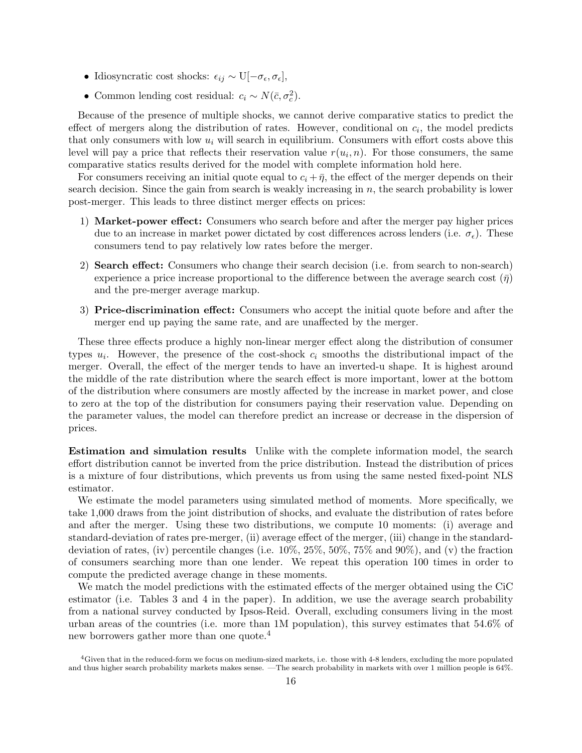- Idiosyncratic cost shocks: $\epsilon_{ij} \sim \mathrm{U}[-\sigma_\epsilon, \sigma_\epsilon]$,
- Common lending cost residual: $c_i \sim N(\bar{c}, \sigma_c^2)$.

Because of the presence of multiple shocks, we cannot derive comparative statics to predict the effect of mergers along the distribution of rates. However, conditional on $c_i$, the model predicts that only consumers with low $u_i$ will search in equilibrium. Consumers with effort costs above this level will pay a price that reflects their reservation value $r(u_i, n)$. For those consumers, the same comparative statics results derived for the model with complete information hold here.

For consumers receiving an initial quote equal to $c_i + \bar{\eta}$, the effect of the merger depends on their search decision. Since the gain from search is weakly increasing in $n$, the search probability is lower post-merger. This leads to three distinct merger effects on prices:

1) **Market-power effect:** Consumers who search before and after the merger pay higher prices due to an increase in market power dictated by cost differences across lenders (i.e. $\sigma_\epsilon$). These consumers tend to pay relatively low rates before the merger.
2) **Search effect:** Consumers who change their search decision (i.e. from search to non-search) experience a price increase proportional to the difference between the average search cost ($\bar{\eta}$) and the pre-merger average markup.
3) **Price-discrimination effect:** Consumers who accept the initial quote before and after the merger end up paying the same rate, and are unaffected by the merger.

These three effects produce a highly non-linear merger effect along the distribution of consumer types $u_i$. However, the presence of the cost-shock $c_i$ smooths the distributional impact of the merger. Overall, the effect of the merger tends to have an inverted-u shape. It is highest around the middle of the rate distribution where the search effect is more important, lower at the bottom of the distribution where consumers are mostly affected by the increase in market power, and close to zero at the top of the distribution for consumers paying their reservation value. Depending on the parameter values, the model can therefore predict an increase or decrease in the dispersion of prices.

**Estimation and simulation results** Unlike with the complete information model, the search effort distribution cannot be inverted from the price distribution. Instead the distribution of prices is a mixture of four distributions, which prevents us from using the same nested fixed-point NLS estimator.

We estimate the model parameters using simulated method of moments. More specifically, we take 1,000 draws from the joint distribution of shocks, and evaluate the distribution of rates before and after the merger. Using these two distributions, we compute 10 moments: (i) average and standard-deviation of rates pre-merger, (ii) average effect of the merger, (iii) change in the standard-deviation of rates, (iv) percentile changes (i.e. 10%, 25%, 50%, 75% and 90%), and (v) the fraction of consumers searching more than one lender. We repeat this operation 100 times in order to compute the predicted average change in these moments.

We match the model predictions with the estimated effects of the merger obtained using the CiC estimator (i.e. Tables 3 and 4 in the paper). In addition, we use the average search probability from a national survey conducted by Ipsos-Reid. Overall, excluding consumers living in the most urban areas of the countries (i.e. more than 1M population), this survey estimates that 54.6% of new borrowers gather more than one quote.[4]

[4]Given that in the reduced-form we focus on medium-sized markets, i.e. those with 4-8 lenders, excluding the more populated and thus higher search probability markets makes sense. —The search probability in markets with over 1 million people is 64%.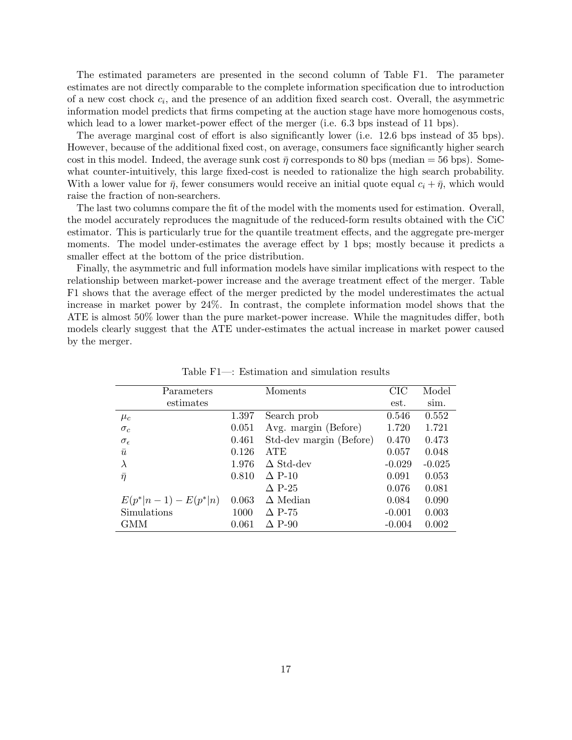The estimated parameters are presented in the second column of Table F1. The parameter estimates are not directly comparable to the complete information specification due to introduction of a new cost chock $c_i$, and the presence of an addition fixed search cost. Overall, the asymmetric information model predicts that firms competing at the auction stage have more homogenous costs, which lead to a lower market-power effect of the merger (i.e. 6.3 bps instead of 11 bps).

The average marginal cost of effort is also significantly lower (i.e. 12.6 bps instead of 35 bps). However, because of the additional fixed cost, on average, consumers face significantly higher search cost in this model. Indeed, the average sunk cost $\bar{\eta}$ corresponds to 80 bps (median = 56 bps). Somewhat counter-intuitively, this large fixed-cost is needed to rationalize the high search probability. With a lower value for $\bar{\eta}$, fewer consumers would receive an initial quote equal $c_i + \bar{\eta}$, which would raise the fraction of non-searchers.

The last two columns compare the fit of the model with the moments used for estimation. Overall, the model accurately reproduces the magnitude of the reduced-form results obtained with the CiC estimator. This is particularly true for the quantile treatment effects, and the aggregate pre-merger moments. The model under-estimates the average effect by 1 bps; mostly because it predicts a smaller effect at the bottom of the price distribution.

Finally, the asymmetric and full information models have similar implications with respect to the relationship between market-power increase and the average treatment effect of the merger. Table F1 shows that the average effect of the merger predicted by the model underestimates the actual increase in market power by 24%. In contrast, the complete information model shows that the ATE is almost 50% lower than the pure market-power increase. While the magnitudes differ, both models clearly suggest that the ATE under-estimates the actual increase in market power caused by the merger.

Table F1—: Estimation and simulation results

| Parameters estimates | | Moments | CIC est. | Model sim. |
|---|---|---|---|---|
| $\mu_c$ | 1.397 | Search prob | 0.546 | 0.552 |
| $\sigma_c$ | 0.051 | Avg. margin (Before) | 1.720 | 1.721 |
| $\sigma_\epsilon$ | 0.461 | Std-dev margin (Before) | 0.470 | 0.473 |
| $\bar{u}$ | 0.126 | ATE | 0.057 | 0.048 |
| $\lambda$ | 1.976 | $\Delta$ Std-dev | -0.029 | -0.025 |
| $\bar{\eta}$ | 0.810 | $\Delta$ P-10 | 0.091 | 0.053 |
| | | $\Delta$ P-25 | 0.076 | 0.081 |
| $E(p^*\|n-1) - E(p^*\|n)$ | 0.063 | $\Delta$ Median | 0.084 | 0.090 |
| Simulations | 1000 | $\Delta$ P-75 | -0.001 | 0.003 |
| GMM | 0.061 | $\Delta$ P-90 | -0.004 | 0.002 |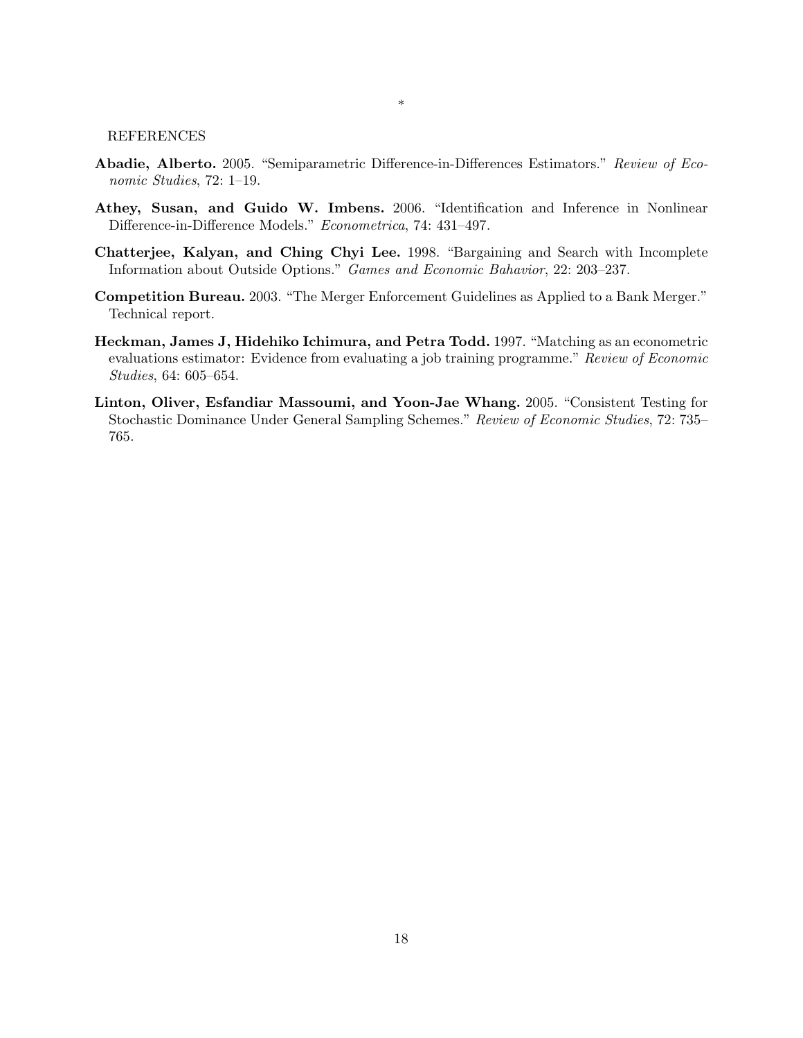*

REFERENCES

**Abadie, Alberto.** 2005. "Semiparametric Difference-in-Differences Estimators." *Review of Economic Studies*, 72: 1–19.

**Athey, Susan, and Guido W. Imbens.** 2006. "Identification and Inference in Nonlinear Difference-in-Difference Models." *Econometrica*, 74: 431–497.

**Chatterjee, Kalyan, and Ching Chyi Lee.** 1998. "Bargaining and Search with Incomplete Information about Outside Options." *Games and Economic Bahavior*, 22: 203–237.

**Competition Bureau.** 2003. "The Merger Enforcement Guidelines as Applied to a Bank Merger." Technical report.

**Heckman, James J, Hidehiko Ichimura, and Petra Todd.** 1997. "Matching as an econometric evaluations estimator: Evidence from evaluating a job training programme." *Review of Economic Studies*, 64: 605–654.

**Linton, Oliver, Esfandiar Massoumi, and Yoon-Jae Whang.** 2005. "Consistent Testing for Stochastic Dominance Under General Sampling Schemes." *Review of Economic Studies*, 72: 735–765.